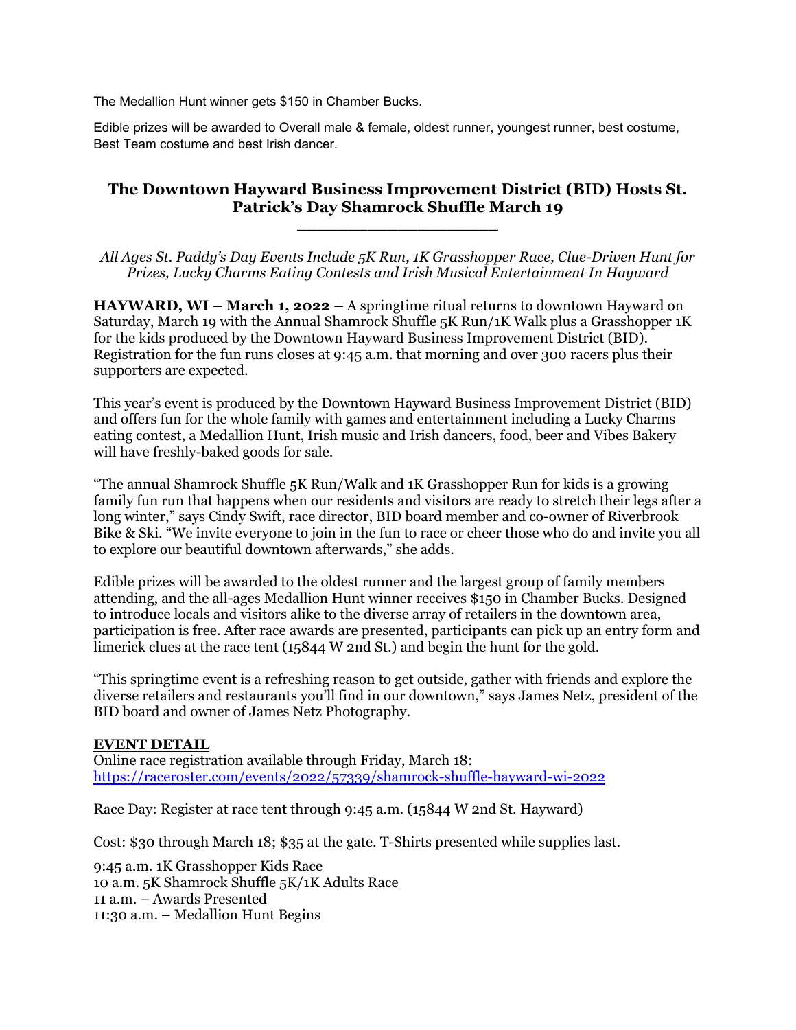The Medallion Hunt winner gets $150 in Chamber Bucks.

Edible prizes will be awarded to Overall male & female, oldest runner, youngest runner, best costume, Best Team costume and best Irish dancer.

## The Downtown Hayward Business Improvement District (BID) Hosts St. Patrick's Day Shamrock Shuffle March 19

*All Ages St. Paddy's Day Events Include 5K Run, 1K Grasshopper Race, Clue-Driven Hunt for Prizes, Lucky Charms Eating Contests and Irish Musical Entertainment In Hayward*

**HAYWARD, WI – March 1, 2022 –** A springtime ritual returns to downtown Hayward on Saturday, March 19 with the Annual Shamrock Shuffle 5K Run/1K Walk plus a Grasshopper 1K for the kids produced by the Downtown Hayward Business Improvement District (BID). Registration for the fun runs closes at 9:45 a.m. that morning and over 300 racers plus their supporters are expected.

This year's event is produced by the Downtown Hayward Business Improvement District (BID) and offers fun for the whole family with games and entertainment including a Lucky Charms eating contest, a Medallion Hunt, Irish music and Irish dancers, food, beer and Vibes Bakery will have freshly-baked goods for sale.

"The annual Shamrock Shuffle 5K Run/Walk and 1K Grasshopper Run for kids is a growing family fun run that happens when our residents and visitors are ready to stretch their legs after a long winter," says Cindy Swift, race director, BID board member and co-owner of Riverbrook Bike & Ski. "We invite everyone to join in the fun to race or cheer those who do and invite you all to explore our beautiful downtown afterwards," she adds.

Edible prizes will be awarded to the oldest runner and the largest group of family members attending, and the all-ages Medallion Hunt winner receives $150 in Chamber Bucks. Designed to introduce locals and visitors alike to the diverse array of retailers in the downtown area, participation is free. After race awards are presented, participants can pick up an entry form and limerick clues at the race tent (15844 W 2nd St.) and begin the hunt for the gold.

"This springtime event is a refreshing reason to get outside, gather with friends and explore the diverse retailers and restaurants you'll find in our downtown," says James Netz, president of the BID board and owner of James Netz Photography.

**EVENT DETAIL**

Online race registration available through Friday, March 18:
https://raceroster.com/events/2022/57339/shamrock-shuffle-hayward-wi-2022

Race Day: Register at race tent through 9:45 a.m. (15844 W 2nd St. Hayward)

Cost: $30 through March 18; $35 at the gate. T-Shirts presented while supplies last.

9:45 a.m. 1K Grasshopper Kids Race
10 a.m. 5K Shamrock Shuffle 5K/1K Adults Race
11 a.m. – Awards Presented
11:30 a.m. – Medallion Hunt Begins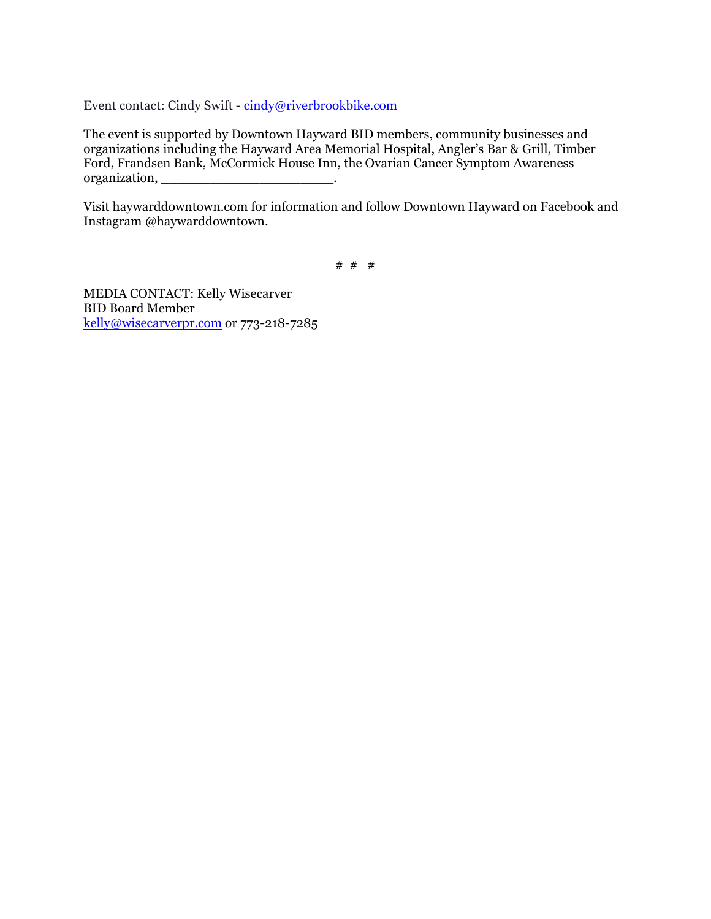Event contact: Cindy Swift - cindy@riverbrookbike.com

The event is supported by Downtown Hayward BID members, community businesses and organizations including the Hayward Area Memorial Hospital, Angler's Bar & Grill, Timber Ford, Frandsen Bank, McCormick House Inn, the Ovarian Cancer Symptom Awareness organization, ____________________.

Visit haywarddowntown.com for information and follow Downtown Hayward on Facebook and Instagram @haywarddowntown.

# # #

MEDIA CONTACT: Kelly Wisecarver
BID Board Member
kelly@wisecarverpr.com or 773-218-7285